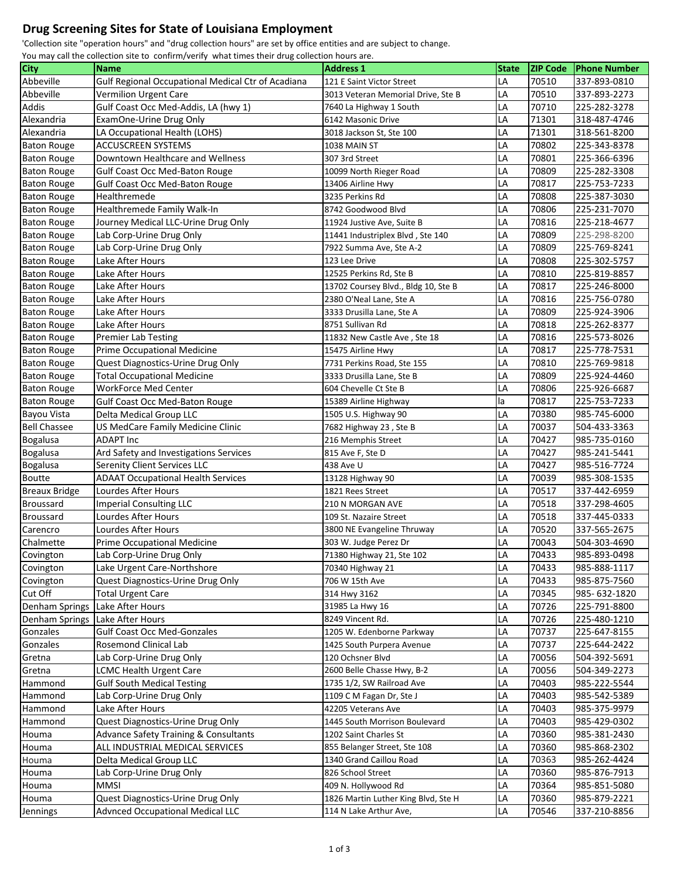# Drug Screening Sites for State of Louisiana Employment

'Collection site "operation hours" and "drug collection hours" are set by office entities and are subject to change.
You may call the collection site to confirm/verify what times their drug collection hours are.

| City | Name | Address 1 | State | ZIP Code | Phone Number |
|---|---|---|---|---|---|
| Abbeville | Gulf Regional Occupational Medical Ctr of Acadiana | 121 E Saint Victor Street | LA | 70510 | 337-893-0810 |
| Abbeville | Vermilion Urgent Care | 3013 Veteran Memorial Drive, Ste B | LA | 70510 | 337-893-2273 |
| Addis | Gulf Coast Occ Med-Addis, LA (hwy 1) | 7640 La Highway 1 South | LA | 70710 | 225-282-3278 |
| Alexandria | ExamOne-Urine Drug Only | 6142 Masonic Drive | LA | 71301 | 318-487-4746 |
| Alexandria | LA Occupational Health (LOHS) | 3018 Jackson St, Ste 100 | LA | 71301 | 318-561-8200 |
| Baton Rouge | ACCUSCREEN SYSTEMS | 1038 MAIN ST | LA | 70802 | 225-343-8378 |
| Baton Rouge | Downtown Healthcare and Wellness | 307 3rd Street | LA | 70801 | 225-366-6396 |
| Baton Rouge | Gulf Coast Occ Med-Baton Rouge | 10099 North Rieger Road | LA | 70809 | 225-282-3308 |
| Baton Rouge | Gulf Coast Occ Med-Baton Rouge | 13406 Airline Hwy | LA | 70817 | 225-753-7233 |
| Baton Rouge | Healthremede | 3235 Perkins Rd | LA | 70808 | 225-387-3030 |
| Baton Rouge | Healthremede Family Walk-In | 8742 Goodwood Blvd | LA | 70806 | 225-231-7070 |
| Baton Rouge | Journey Medical LLC-Urine Drug Only | 11924 Justive Ave, Suite B | LA | 70816 | 225-218-4677 |
| Baton Rouge | Lab Corp-Urine Drug Only | 11441 Industriplex Blvd , Ste 140 | LA | 70809 | 225-298-8200 |
| Baton Rouge | Lab Corp-Urine Drug Only | 7922 Summa Ave, Ste A-2 | LA | 70809 | 225-769-8241 |
| Baton Rouge | Lake After Hours | 123 Lee Drive | LA | 70808 | 225-302-5757 |
| Baton Rouge | Lake After Hours | 12525 Perkins Rd, Ste B | LA | 70810 | 225-819-8857 |
| Baton Rouge | Lake After Hours | 13702 Coursey Blvd., Bldg 10, Ste B | LA | 70817 | 225-246-8000 |
| Baton Rouge | Lake After Hours | 2380 O'Neal Lane, Ste A | LA | 70816 | 225-756-0780 |
| Baton Rouge | Lake After Hours | 3333 Drusilla Lane, Ste A | LA | 70809 | 225-924-3906 |
| Baton Rouge | Lake After Hours | 8751 Sullivan Rd | LA | 70818 | 225-262-8377 |
| Baton Rouge | Premier Lab Testing | 11832 New Castle Ave , Ste 18 | LA | 70816 | 225-573-8026 |
| Baton Rouge | Prime Occupational Medicine | 15475 Airline Hwy | LA | 70817 | 225-778-7531 |
| Baton Rouge | Quest Diagnostics-Urine Drug Only | 7731 Perkins Road, Ste 155 | LA | 70810 | 225-769-9818 |
| Baton Rouge | Total Occupational Medicine | 3333 Drusilla Lane, Ste B | LA | 70809 | 225-924-4460 |
| Baton Rouge | WorkForce Med Center | 604 Chevelle Ct Ste B | LA | 70806 | 225-926-6687 |
| Baton Rouge | Gulf Coast Occ Med-Baton Rouge | 15389 Airline Highway | la | 70817 | 225-753-7233 |
| Bayou Vista | Delta Medical Group LLC | 1505 U.S. Highway 90 | LA | 70380 | 985-745-6000 |
| Bell Chassee | US MedCare Family Medicine Clinic | 7682 Highway 23 , Ste B | LA | 70037 | 504-433-3363 |
| Bogalusa | ADAPT Inc | 216 Memphis Street | LA | 70427 | 985-735-0160 |
| Bogalusa | Ard Safety and Investigations Services | 815 Ave F, Ste D | LA | 70427 | 985-241-5441 |
| Bogalusa | Serenity Client Services LLC | 438 Ave U | LA | 70427 | 985-516-7724 |
| Boutte | ADAAT Occupational Health Services | 13128 Highway 90 | LA | 70039 | 985-308-1535 |
| Breaux Bridge | Lourdes After Hours | 1821 Rees Street | LA | 70517 | 337-442-6959 |
| Broussard | Imperial Consulting LLC | 210 N MORGAN AVE | LA | 70518 | 337-298-4605 |
| Broussard | Lourdes After Hours | 109 St. Nazaire Street | LA | 70518 | 337-445-0333 |
| Carencro | Lourdes After Hours | 3800 NE Evangeline Thruway | LA | 70520 | 337-565-2675 |
| Chalmette | Prime Occupational Medicine | 303 W. Judge Perez Dr | LA | 70043 | 504-303-4690 |
| Covington | Lab Corp-Urine Drug Only | 71380 Highway 21, Ste 102 | LA | 70433 | 985-893-0498 |
| Covington | Lake Urgent Care-Northshore | 70340 Highway 21 | LA | 70433 | 985-888-1117 |
| Covington | Quest Diagnostics-Urine Drug Only | 706 W 15th Ave | LA | 70433 | 985-875-7560 |
| Cut Off | Total Urgent Care | 314 Hwy 3162 | LA | 70345 | 985- 632-1820 |
| Denham Springs | Lake After Hours | 31985 La Hwy 16 | LA | 70726 | 225-791-8800 |
| Denham Springs | Lake After Hours | 8249 Vincent Rd. | LA | 70726 | 225-480-1210 |
| Gonzales | Gulf Coast Occ Med-Gonzales | 1205 W. Edenborne Parkway | LA | 70737 | 225-647-8155 |
| Gonzales | Rosemond Clinical Lab | 1425 South Purpera Avenue | LA | 70737 | 225-644-2422 |
| Gretna | Lab Corp-Urine Drug Only | 120 Ochsner Blvd | LA | 70056 | 504-392-5691 |
| Gretna | LCMC Health Urgent Care | 2600 Belle Chasse Hwy, B-2 | LA | 70056 | 504-349-2273 |
| Hammond | Gulf South Medical Testing | 1735 1/2, SW Railroad Ave | LA | 70403 | 985-222-5544 |
| Hammond | Lab Corp-Urine Drug Only | 1109 C M Fagan Dr, Ste J | LA | 70403 | 985-542-5389 |
| Hammond | Lake After Hours | 42205 Veterans Ave | LA | 70403 | 985-375-9979 |
| Hammond | Quest Diagnostics-Urine Drug Only | 1445 South Morrison Boulevard | LA | 70403 | 985-429-0302 |
| Houma | Advance Safety Training & Consultants | 1202 Saint Charles St | LA | 70360 | 985-381-2430 |
| Houma | ALL INDUSTRIAL MEDICAL SERVICES | 855 Belanger Street, Ste 108 | LA | 70360 | 985-868-2302 |
| Houma | Delta Medical Group LLC | 1340 Grand Caillou Road | LA | 70363 | 985-262-4424 |
| Houma | Lab Corp-Urine Drug Only | 826 School Street | LA | 70360 | 985-876-7913 |
| Houma | MMSI | 409 N. Hollywood Rd | LA | 70364 | 985-851-5080 |
| Houma | Quest Diagnostics-Urine Drug Only | 1826 Martin Luther King Blvd, Ste H | LA | 70360 | 985-879-2221 |
| Jennings | Advnced Occupational Medical LLC | 114 N Lake Arthur Ave, | LA | 70546 | 337-210-8856 |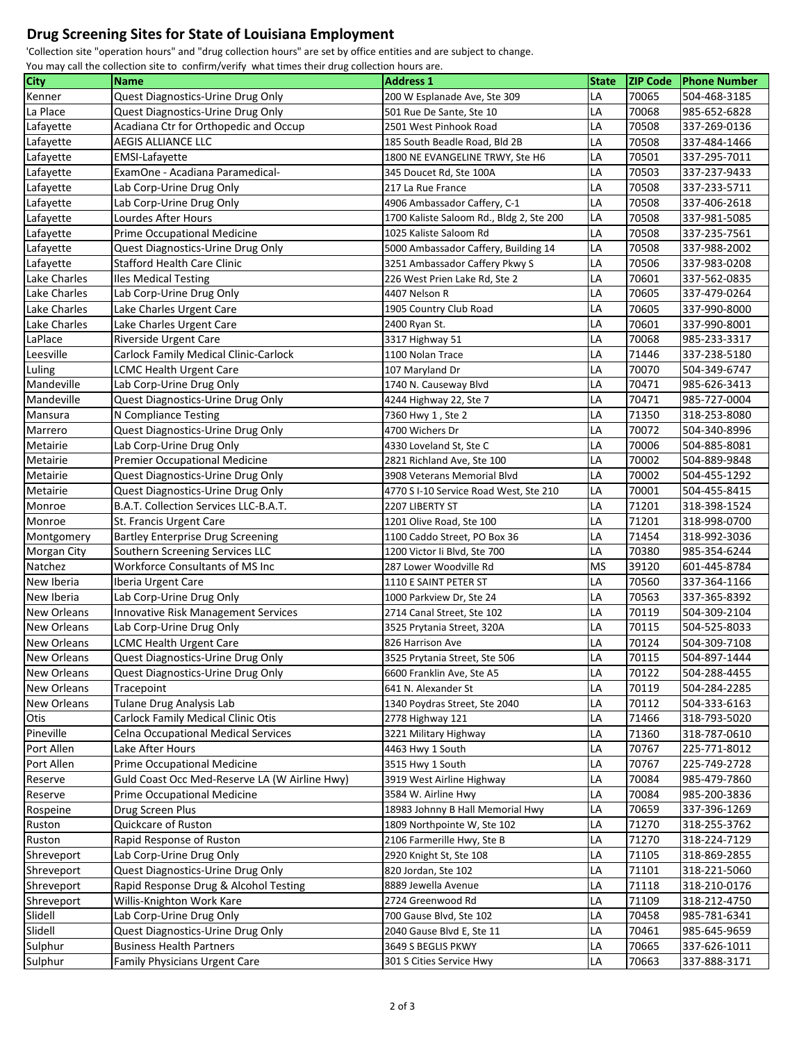## Drug Screening Sites for State of Louisiana Employment

'Collection site "operation hours" and "drug collection hours" are set by office entities and are subject to change.
You may call the collection site to confirm/verify what times their drug collection hours are.

| City | Name | Address 1 | State | ZIP Code | Phone Number |
|---|---|---|---|---|---|
| Kenner | Quest Diagnostics-Urine Drug Only | 200 W Esplanade Ave, Ste 309 | LA | 70065 | 504-468-3185 |
| La Place | Quest Diagnostics-Urine Drug Only | 501 Rue De Sante, Ste 10 | LA | 70068 | 985-652-6828 |
| Lafayette | Acadiana Ctr for Orthopedic and Occup | 2501 West Pinhook Road | LA | 70508 | 337-269-0136 |
| Lafayette | AEGIS ALLIANCE LLC | 185 South Beadle Road, Bld 2B | LA | 70508 | 337-484-1466 |
| Lafayette | EMSI-Lafayette | 1800 NE EVANGELINE TRWY, Ste H6 | LA | 70501 | 337-295-7011 |
| Lafayette | ExamOne - Acadiana Paramedical- | 345 Doucet Rd, Ste 100A | LA | 70503 | 337-237-9433 |
| Lafayette | Lab Corp-Urine Drug Only | 217 La Rue France | LA | 70508 | 337-233-5711 |
| Lafayette | Lab Corp-Urine Drug Only | 4906 Ambassador Caffery, C-1 | LA | 70508 | 337-406-2618 |
| Lafayette | Lourdes After Hours | 1700 Kaliste Saloom Rd., Bldg 2, Ste 200 | LA | 70508 | 337-981-5085 |
| Lafayette | Prime Occupational Medicine | 1025 Kaliste Saloom Rd | LA | 70508 | 337-235-7561 |
| Lafayette | Quest Diagnostics-Urine Drug Only | 5000 Ambassador Caffery, Building 14 | LA | 70508 | 337-988-2002 |
| Lafayette | Stafford Health Care Clinic | 3251 Ambassador Caffery Pkwy S | LA | 70506 | 337-983-0208 |
| Lake Charles | Iles Medical Testing | 226 West Prien Lake Rd, Ste 2 | LA | 70601 | 337-562-0835 |
| Lake Charles | Lab Corp-Urine Drug Only | 4407 Nelson R | LA | 70605 | 337-479-0264 |
| Lake Charles | Lake Charles Urgent Care | 1905 Country Club Road | LA | 70605 | 337-990-8000 |
| Lake Charles | Lake Charles Urgent Care | 2400 Ryan St. | LA | 70601 | 337-990-8001 |
| LaPlace | Riverside Urgent Care | 3317 Highway 51 | LA | 70068 | 985-233-3317 |
| Leesville | Carlock Family Medical Clinic-Carlock | 1100 Nolan Trace | LA | 71446 | 337-238-5180 |
| Luling | LCMC Health Urgent Care | 107 Maryland Dr | LA | 70070 | 504-349-6747 |
| Mandeville | Lab Corp-Urine Drug Only | 1740 N. Causeway Blvd | LA | 70471 | 985-626-3413 |
| Mandeville | Quest Diagnostics-Urine Drug Only | 4244 Highway 22, Ste 7 | LA | 70471 | 985-727-0004 |
| Mansura | N Compliance Testing | 7360 Hwy 1 , Ste 2 | LA | 71350 | 318-253-8080 |
| Marrero | Quest Diagnostics-Urine Drug Only | 4700 Wichers Dr | LA | 70072 | 504-340-8996 |
| Metairie | Lab Corp-Urine Drug Only | 4330 Loveland St, Ste C | LA | 70006 | 504-885-8081 |
| Metairie | Premier Occupational Medicine | 2821 Richland Ave, Ste 100 | LA | 70002 | 504-889-9848 |
| Metairie | Quest Diagnostics-Urine Drug Only | 3908 Veterans Memorial Blvd | LA | 70002 | 504-455-1292 |
| Metairie | Quest Diagnostics-Urine Drug Only | 4770 S I-10 Service Road West, Ste 210 | LA | 70001 | 504-455-8415 |
| Monroe | B.A.T. Collection Services LLC-B.A.T. | 2207 LIBERTY ST | LA | 71201 | 318-398-1524 |
| Monroe | St. Francis Urgent Care | 1201 Olive Road, Ste 100 | LA | 71201 | 318-998-0700 |
| Montgomery | Bartley Enterprise Drug Screening | 1100 Caddo Street, PO Box 36 | LA | 71454 | 318-992-3036 |
| Morgan City | Southern Screening Services LLC | 1200 Victor Ii Blvd, Ste 700 | LA | 70380 | 985-354-6244 |
| Natchez | Workforce Consultants of MS Inc | 287 Lower Woodville Rd | MS | 39120 | 601-445-8784 |
| New Iberia | Iberia Urgent Care | 1110 E SAINT PETER ST | LA | 70560 | 337-364-1166 |
| New Iberia | Lab Corp-Urine Drug Only | 1000 Parkview Dr, Ste 24 | LA | 70563 | 337-365-8392 |
| New Orleans | Innovative Risk Management Services | 2714 Canal Street, Ste 102 | LA | 70119 | 504-309-2104 |
| New Orleans | Lab Corp-Urine Drug Only | 3525 Prytania Street, 320A | LA | 70115 | 504-525-8033 |
| New Orleans | LCMC Health Urgent Care | 826 Harrison Ave | LA | 70124 | 504-309-7108 |
| New Orleans | Quest Diagnostics-Urine Drug Only | 3525 Prytania Street, Ste 506 | LA | 70115 | 504-897-1444 |
| New Orleans | Quest Diagnostics-Urine Drug Only | 6600 Franklin Ave, Ste A5 | LA | 70122 | 504-288-4455 |
| New Orleans | Tracepoint | 641 N. Alexander St | LA | 70119 | 504-284-2285 |
| New Orleans | Tulane Drug Analysis Lab | 1340 Poydras Street, Ste 2040 | LA | 70112 | 504-333-6163 |
| Otis | Carlock Family Medical Clinic Otis | 2778 Highway 121 | LA | 71466 | 318-793-5020 |
| Pineville | Celna Occupational Medical Services | 3221 Military Highway | LA | 71360 | 318-787-0610 |
| Port Allen | Lake After Hours | 4463 Hwy 1 South | LA | 70767 | 225-771-8012 |
| Port Allen | Prime Occupational Medicine | 3515 Hwy 1 South | LA | 70767 | 225-749-2728 |
| Reserve | Guld Coast Occ Med-Reserve LA (W Airline Hwy) | 3919 West Airline Highway | LA | 70084 | 985-479-7860 |
| Reserve | Prime Occupational Medicine | 3584 W. Airline Hwy | LA | 70084 | 985-200-3836 |
| Rospeine | Drug Screen Plus | 18983 Johnny B Hall Memorial Hwy | LA | 70659 | 337-396-1269 |
| Ruston | Quickcare of Ruston | 1809 Northpointe W, Ste 102 | LA | 71270 | 318-255-3762 |
| Ruston | Rapid Response of Ruston | 2106 Farmerille Hwy, Ste B | LA | 71270 | 318-224-7129 |
| Shreveport | Lab Corp-Urine Drug Only | 2920 Knight St, Ste 108 | LA | 71105 | 318-869-2855 |
| Shreveport | Quest Diagnostics-Urine Drug Only | 820 Jordan, Ste 102 | LA | 71101 | 318-221-5060 |
| Shreveport | Rapid Response Drug & Alcohol Testing | 8889 Jewella Avenue | LA | 71118 | 318-210-0176 |
| Shreveport | Willis-Knighton Work Kare | 2724 Greenwood Rd | LA | 71109 | 318-212-4750 |
| Slidell | Lab Corp-Urine Drug Only | 700 Gause Blvd, Ste 102 | LA | 70458 | 985-781-6341 |
| Slidell | Quest Diagnostics-Urine Drug Only | 2040 Gause Blvd E, Ste 11 | LA | 70461 | 985-645-9659 |
| Sulphur | Business Health Partners | 3649 S BEGLIS PKWY | LA | 70665 | 337-626-1011 |
| Sulphur | Family Physicians Urgent Care | 301 S Cities Service Hwy | LA | 70663 | 337-888-3171 |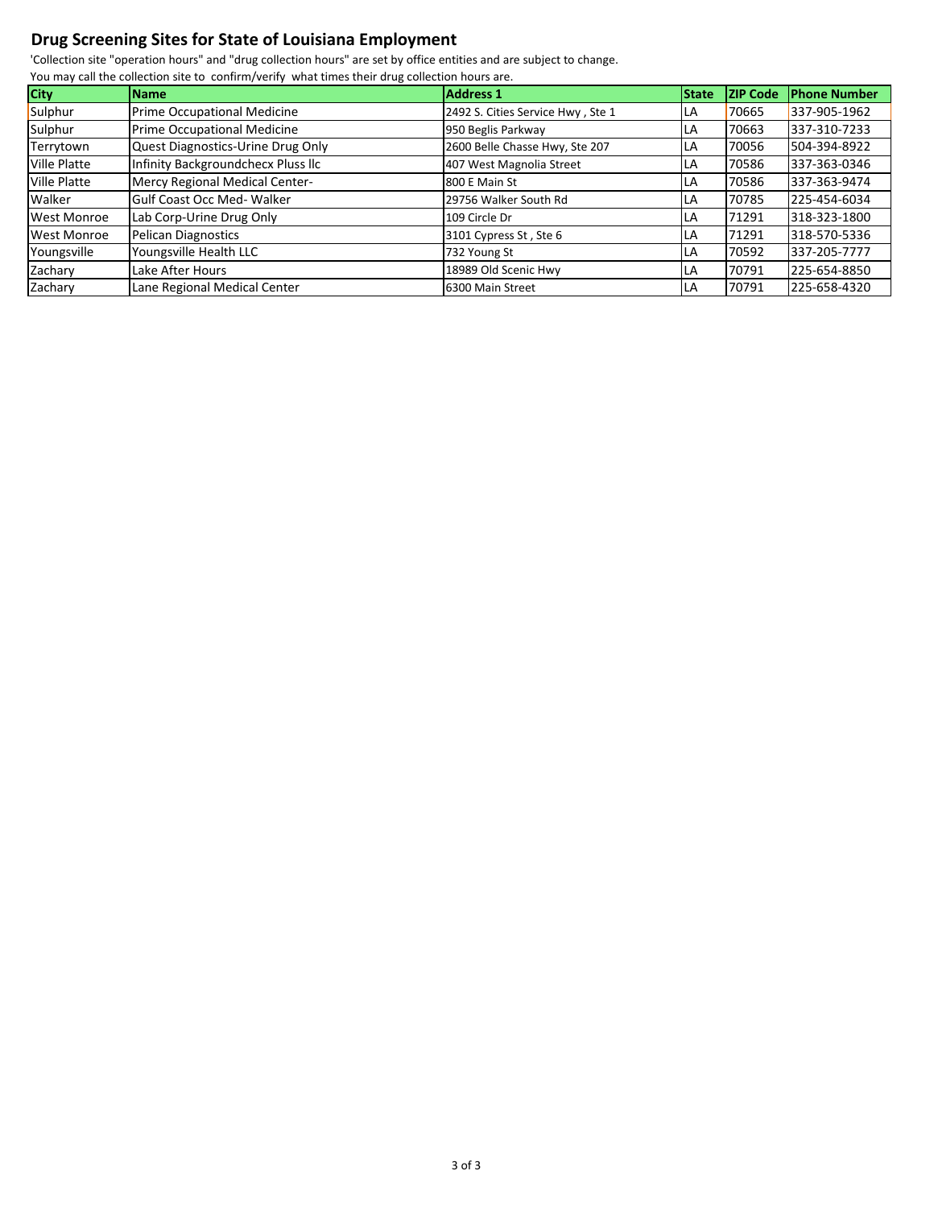# Drug Screening Sites for State of Louisiana Employment

'Collection site "operation hours" and "drug collection hours" are set by office entities and are subject to change.
You may call the collection site to confirm/verify what times their drug collection hours are.

| City | Name | Address 1 | State | ZIP Code | Phone Number |
|---|---|---|---|---|---|
| Sulphur | Prime Occupational Medicine | 2492 S. Cities Service Hwy , Ste 1 | LA | 70665 | 337-905-1962 |
| Sulphur | Prime Occupational Medicine | 950 Beglis Parkway | LA | 70663 | 337-310-7233 |
| Terrytown | Quest Diagnostics-Urine Drug Only | 2600 Belle Chasse Hwy, Ste 207 | LA | 70056 | 504-394-8922 |
| Ville Platte | Infinity Backgroundchecx Pluss llc | 407 West Magnolia Street | LA | 70586 | 337-363-0346 |
| Ville Platte | Mercy Regional Medical Center- | 800 E Main St | LA | 70586 | 337-363-9474 |
| Walker | Gulf Coast Occ Med- Walker | 29756 Walker South Rd | LA | 70785 | 225-454-6034 |
| West Monroe | Lab Corp-Urine Drug Only | 109 Circle Dr | LA | 71291 | 318-323-1800 |
| West Monroe | Pelican Diagnostics | 3101 Cypress St , Ste 6 | LA | 71291 | 318-570-5336 |
| Youngsville | Youngsville Health LLC | 732 Young St | LA | 70592 | 337-205-7777 |
| Zachary | Lake After Hours | 18989 Old Scenic Hwy | LA | 70791 | 225-654-8850 |
| Zachary | Lane Regional Medical Center | 6300 Main Street | LA | 70791 | 225-658-4320 |